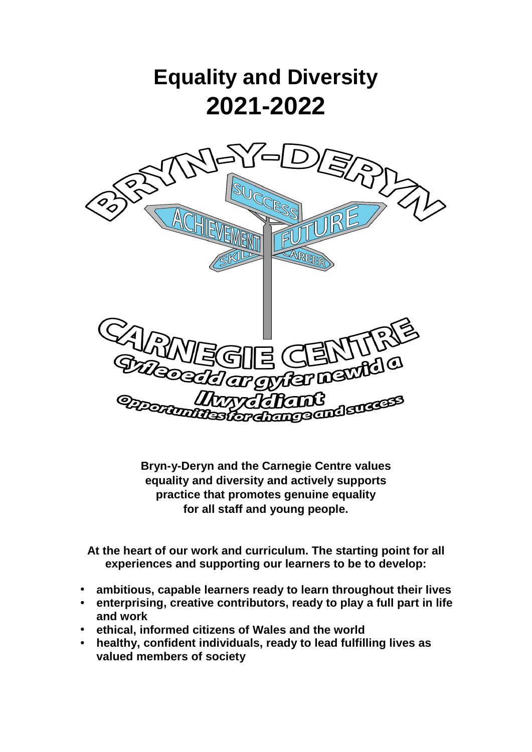# Equality and Diversity 2021-2022

**Bryn-y-Deryn and the Carnegie Centre values equality and diversity and actively supports practice that promotes genuine equality for all staff and young people.**

**At the heart of our work and curriculum. The starting point for all experiences and supporting our learners to be to develop:**

- **ambitious, capable learners ready to learn throughout their lives**
- **enterprising, creative contributors, ready to play a full part in life and work**
- **ethical, informed citizens of Wales and the world**
- **healthy, confident individuals, ready to lead fulfilling lives as valued members of society**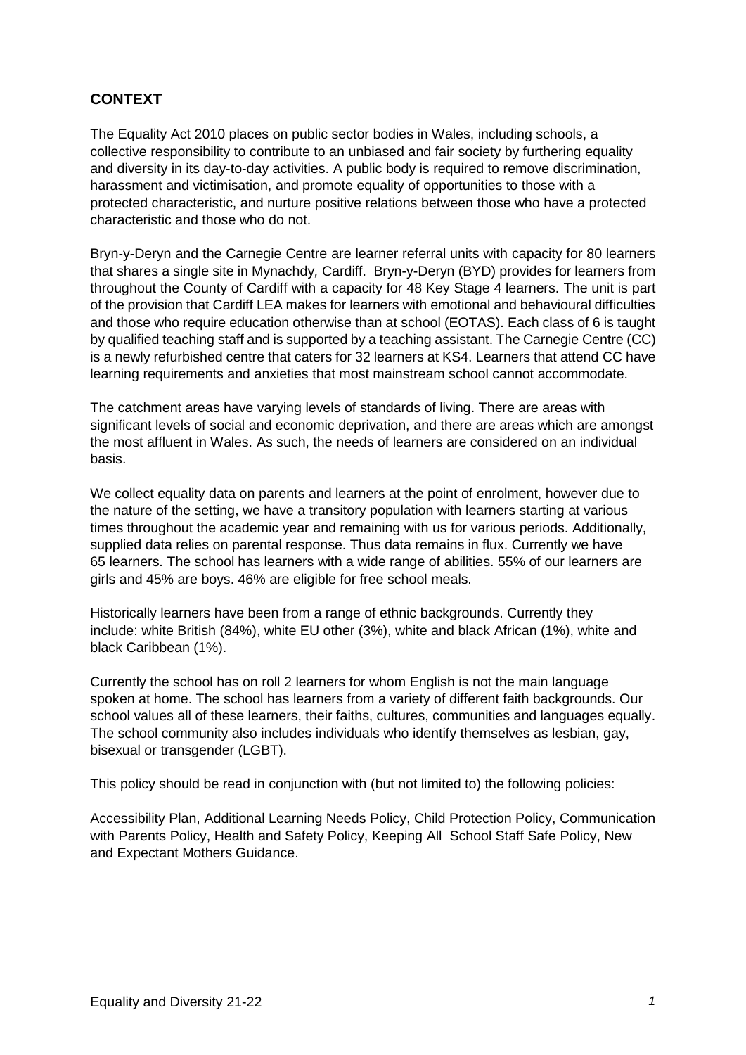## CONTEXT

The Equality Act 2010 places on public sector bodies in Wales, including schools, a collective responsibility to contribute to an unbiased and fair society by furthering equality and diversity in its day-to-day activities. A public body is required to remove discrimination, harassment and victimisation, and promote equality of opportunities to those with a protected characteristic, and nurture positive relations between those who have a protected characteristic and those who do not.

Bryn-y-Deryn and the Carnegie Centre are learner referral units with capacity for 80 learners that shares a single site in Mynachdy, Cardiff. Bryn-y-Deryn (BYD) provides for learners from throughout the County of Cardiff with a capacity for 48 Key Stage 4 learners. The unit is part of the provision that Cardiff LEA makes for learners with emotional and behavioural difficulties and those who require education otherwise than at school (EOTAS). Each class of 6 is taught by qualified teaching staff and is supported by a teaching assistant. The Carnegie Centre (CC) is a newly refurbished centre that caters for 32 learners at KS4. Learners that attend CC have learning requirements and anxieties that most mainstream school cannot accommodate.

The catchment areas have varying levels of standards of living. There are areas with significant levels of social and economic deprivation, and there are areas which are amongst the most affluent in Wales. As such, the needs of learners are considered on an individual basis.

We collect equality data on parents and learners at the point of enrolment, however due to the nature of the setting, we have a transitory population with learners starting at various times throughout the academic year and remaining with us for various periods. Additionally, supplied data relies on parental response. Thus data remains in flux. Currently we have 65 learners. The school has learners with a wide range of abilities. 55% of our learners are girls and 45% are boys. 46% are eligible for free school meals.

Historically learners have been from a range of ethnic backgrounds. Currently they include: white British (84%), white EU other (3%), white and black African (1%), white and black Caribbean (1%).

Currently the school has on roll 2 learners for whom English is not the main language spoken at home. The school has learners from a variety of different faith backgrounds. Our school values all of these learners, their faiths, cultures, communities and languages equally. The school community also includes individuals who identify themselves as lesbian, gay, bisexual or transgender (LGBT).

This policy should be read in conjunction with (but not limited to) the following policies:

Accessibility Plan, Additional Learning Needs Policy, Child Protection Policy, Communication with Parents Policy, Health and Safety Policy, Keeping All School Staff Safe Policy, New and Expectant Mothers Guidance.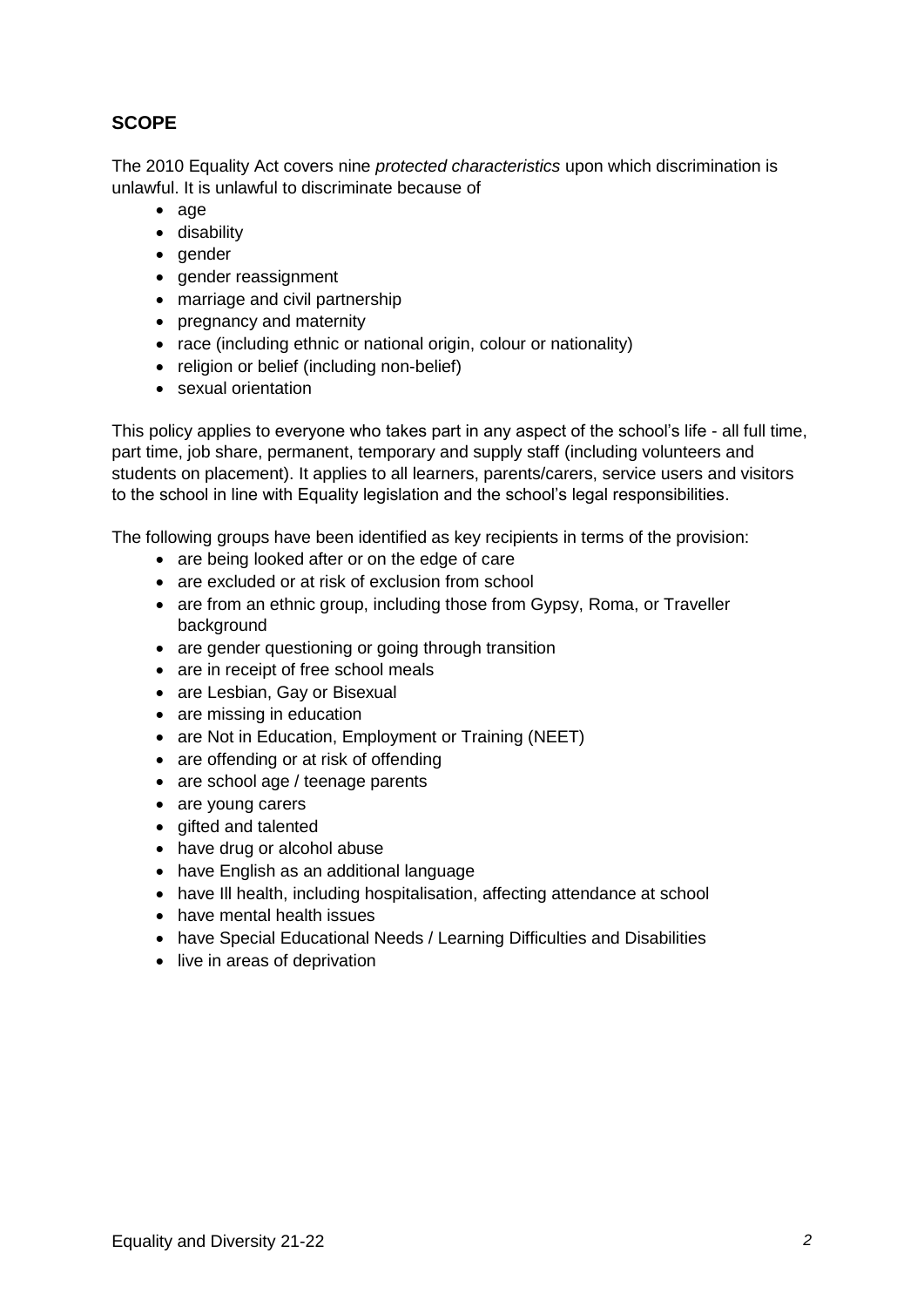## SCOPE

The 2010 Equality Act covers nine *protected characteristics* upon which discrimination is unlawful. It is unlawful to discriminate because of

- age
- disability
- gender
- gender reassignment
- marriage and civil partnership
- pregnancy and maternity
- race (including ethnic or national origin, colour or nationality)
- religion or belief (including non-belief)
- sexual orientation

This policy applies to everyone who takes part in any aspect of the school's life - all full time, part time, job share, permanent, temporary and supply staff (including volunteers and students on placement). It applies to all learners, parents/carers, service users and visitors to the school in line with Equality legislation and the school's legal responsibilities.

The following groups have been identified as key recipients in terms of the provision:

- are being looked after or on the edge of care
- are excluded or at risk of exclusion from school
- are from an ethnic group, including those from Gypsy, Roma, or Traveller background
- are gender questioning or going through transition
- are in receipt of free school meals
- are Lesbian, Gay or Bisexual
- are missing in education
- are Not in Education, Employment or Training (NEET)
- are offending or at risk of offending
- are school age / teenage parents
- are young carers
- gifted and talented
- have drug or alcohol abuse
- have English as an additional language
- have Ill health, including hospitalisation, affecting attendance at school
- have mental health issues
- have Special Educational Needs / Learning Difficulties and Disabilities
- live in areas of deprivation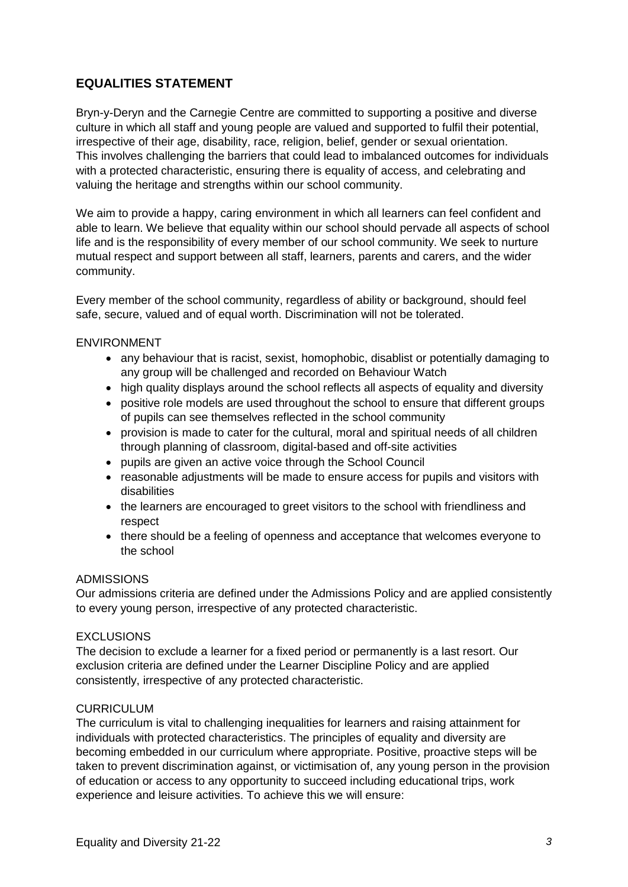## EQUALITIES STATEMENT

Bryn-y-Deryn and the Carnegie Centre are committed to supporting a positive and diverse culture in which all staff and young people are valued and supported to fulfil their potential, irrespective of their age, disability, race, religion, belief, gender or sexual orientation. This involves challenging the barriers that could lead to imbalanced outcomes for individuals with a protected characteristic, ensuring there is equality of access, and celebrating and valuing the heritage and strengths within our school community.

We aim to provide a happy, caring environment in which all learners can feel confident and able to learn. We believe that equality within our school should pervade all aspects of school life and is the responsibility of every member of our school community. We seek to nurture mutual respect and support between all staff, learners, parents and carers, and the wider community.

Every member of the school community, regardless of ability or background, should feel safe, secure, valued and of equal worth. Discrimination will not be tolerated.

ENVIRONMENT

- any behaviour that is racist, sexist, homophobic, disablist or potentially damaging to any group will be challenged and recorded on Behaviour Watch
- high quality displays around the school reflects all aspects of equality and diversity
- positive role models are used throughout the school to ensure that different groups of pupils can see themselves reflected in the school community
- provision is made to cater for the cultural, moral and spiritual needs of all children through planning of classroom, digital-based and off-site activities
- pupils are given an active voice through the School Council
- reasonable adjustments will be made to ensure access for pupils and visitors with disabilities
- the learners are encouraged to greet visitors to the school with friendliness and respect
- there should be a feeling of openness and acceptance that welcomes everyone to the school

ADMISSIONS

Our admissions criteria are defined under the Admissions Policy and are applied consistently to every young person, irrespective of any protected characteristic.

EXCLUSIONS

The decision to exclude a learner for a fixed period or permanently is a last resort. Our exclusion criteria are defined under the Learner Discipline Policy and are applied consistently, irrespective of any protected characteristic.

CURRICULUM

The curriculum is vital to challenging inequalities for learners and raising attainment for individuals with protected characteristics. The principles of equality and diversity are becoming embedded in our curriculum where appropriate. Positive, proactive steps will be taken to prevent discrimination against, or victimisation of, any young person in the provision of education or access to any opportunity to succeed including educational trips, work experience and leisure activities. To achieve this we will ensure: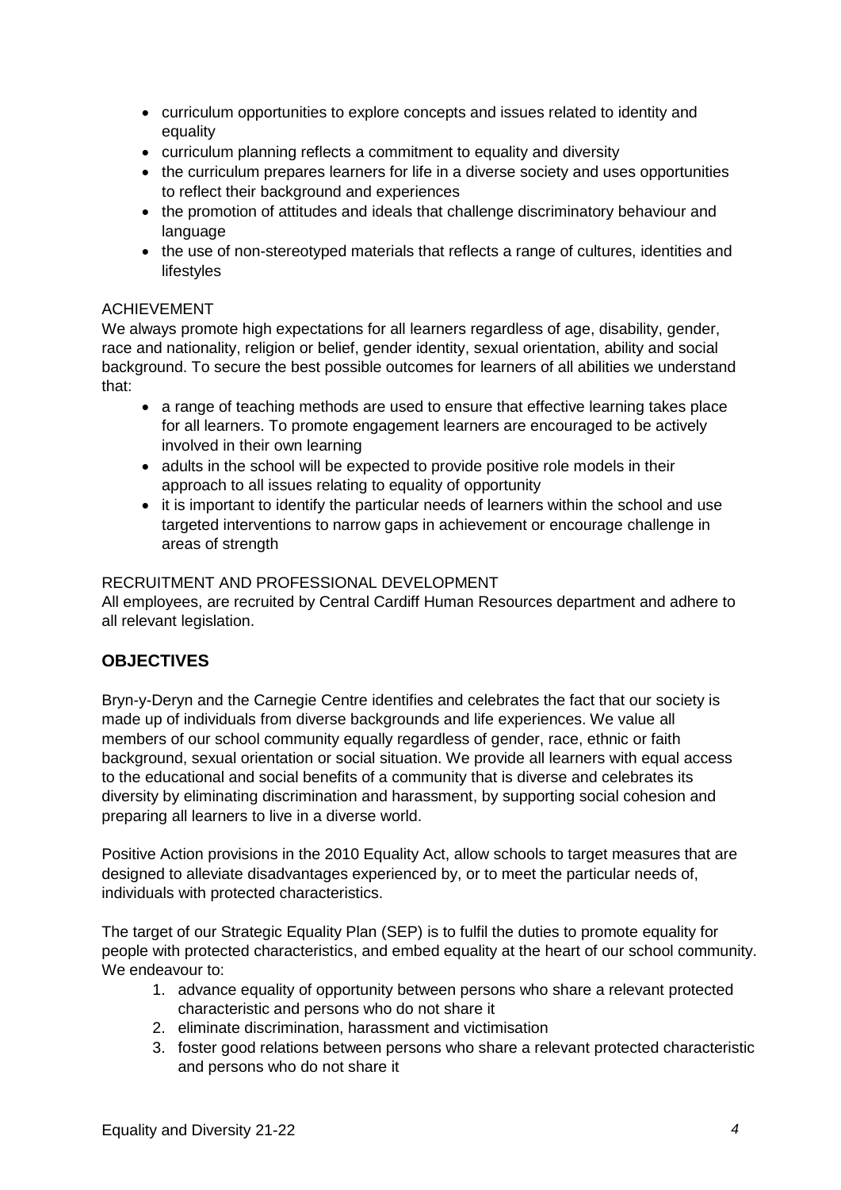- curriculum opportunities to explore concepts and issues related to identity and equality
- curriculum planning reflects a commitment to equality and diversity
- the curriculum prepares learners for life in a diverse society and uses opportunities to reflect their background and experiences
- the promotion of attitudes and ideals that challenge discriminatory behaviour and language
- the use of non-stereotyped materials that reflects a range of cultures, identities and lifestyles

ACHIEVEMENT

We always promote high expectations for all learners regardless of age, disability, gender, race and nationality, religion or belief, gender identity, sexual orientation, ability and social background. To secure the best possible outcomes for learners of all abilities we understand that:

- a range of teaching methods are used to ensure that effective learning takes place for all learners. To promote engagement learners are encouraged to be actively involved in their own learning
- adults in the school will be expected to provide positive role models in their approach to all issues relating to equality of opportunity
- it is important to identify the particular needs of learners within the school and use targeted interventions to narrow gaps in achievement or encourage challenge in areas of strength

RECRUITMENT AND PROFESSIONAL DEVELOPMENT

All employees, are recruited by Central Cardiff Human Resources department and adhere to all relevant legislation.

## OBJECTIVES

Bryn-y-Deryn and the Carnegie Centre identifies and celebrates the fact that our society is made up of individuals from diverse backgrounds and life experiences. We value all members of our school community equally regardless of gender, race, ethnic or faith background, sexual orientation or social situation. We provide all learners with equal access to the educational and social benefits of a community that is diverse and celebrates its diversity by eliminating discrimination and harassment, by supporting social cohesion and preparing all learners to live in a diverse world.

Positive Action provisions in the 2010 Equality Act, allow schools to target measures that are designed to alleviate disadvantages experienced by, or to meet the particular needs of, individuals with protected characteristics.

The target of our Strategic Equality Plan (SEP) is to fulfil the duties to promote equality for people with protected characteristics, and embed equality at the heart of our school community. We endeavour to:

1. advance equality of opportunity between persons who share a relevant protected characteristic and persons who do not share it
2. eliminate discrimination, harassment and victimisation
3. foster good relations between persons who share a relevant protected characteristic and persons who do not share it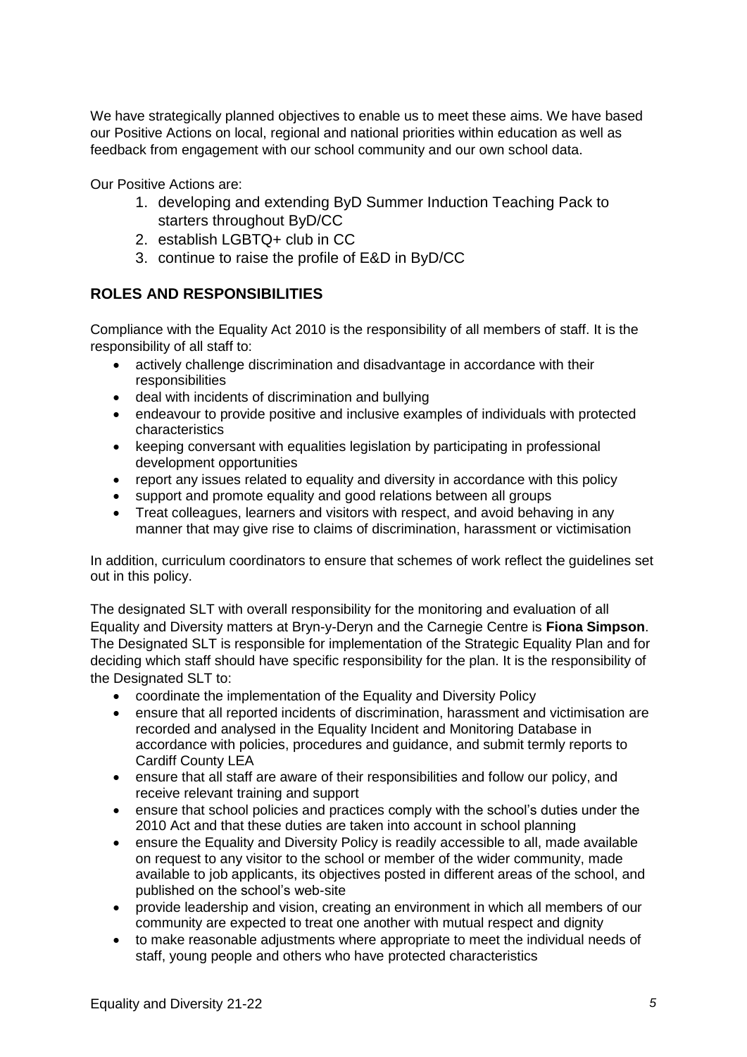We have strategically planned objectives to enable us to meet these aims. We have based our Positive Actions on local, regional and national priorities within education as well as feedback from engagement with our school community and our own school data.

Our Positive Actions are:

1. developing and extending ByD Summer Induction Teaching Pack to starters throughout ByD/CC
2. establish LGBTQ+ club in CC
3. continue to raise the profile of E&D in ByD/CC

## ROLES AND RESPONSIBILITIES

Compliance with the Equality Act 2010 is the responsibility of all members of staff. It is the responsibility of all staff to:

- actively challenge discrimination and disadvantage in accordance with their responsibilities
- deal with incidents of discrimination and bullying
- endeavour to provide positive and inclusive examples of individuals with protected characteristics
- keeping conversant with equalities legislation by participating in professional development opportunities
- report any issues related to equality and diversity in accordance with this policy
- support and promote equality and good relations between all groups
- Treat colleagues, learners and visitors with respect, and avoid behaving in any manner that may give rise to claims of discrimination, harassment or victimisation

In addition, curriculum coordinators to ensure that schemes of work reflect the guidelines set out in this policy.

The designated SLT with overall responsibility for the monitoring and evaluation of all Equality and Diversity matters at Bryn-y-Deryn and the Carnegie Centre is **Fiona Simpson**. The Designated SLT is responsible for implementation of the Strategic Equality Plan and for deciding which staff should have specific responsibility for the plan. It is the responsibility of the Designated SLT to:

- coordinate the implementation of the Equality and Diversity Policy
- ensure that all reported incidents of discrimination, harassment and victimisation are recorded and analysed in the Equality Incident and Monitoring Database in accordance with policies, procedures and guidance, and submit termly reports to Cardiff County LEA
- ensure that all staff are aware of their responsibilities and follow our policy, and receive relevant training and support
- ensure that school policies and practices comply with the school's duties under the 2010 Act and that these duties are taken into account in school planning
- ensure the Equality and Diversity Policy is readily accessible to all, made available on request to any visitor to the school or member of the wider community, made available to job applicants, its objectives posted in different areas of the school, and published on the school's web-site
- provide leadership and vision, creating an environment in which all members of our community are expected to treat one another with mutual respect and dignity
- to make reasonable adjustments where appropriate to meet the individual needs of staff, young people and others who have protected characteristics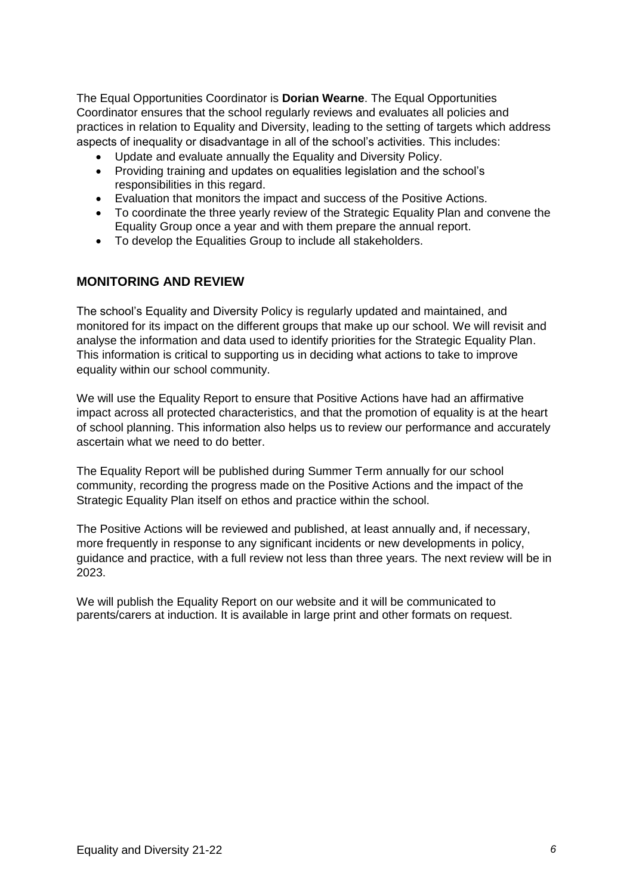The Equal Opportunities Coordinator is **Dorian Wearne**. The Equal Opportunities Coordinator ensures that the school regularly reviews and evaluates all policies and practices in relation to Equality and Diversity, leading to the setting of targets which address aspects of inequality or disadvantage in all of the school's activities. This includes:

- Update and evaluate annually the Equality and Diversity Policy.
- Providing training and updates on equalities legislation and the school's responsibilities in this regard.
- Evaluation that monitors the impact and success of the Positive Actions.
- To coordinate the three yearly review of the Strategic Equality Plan and convene the Equality Group once a year and with them prepare the annual report.
- To develop the Equalities Group to include all stakeholders.

## MONITORING AND REVIEW

The school's Equality and Diversity Policy is regularly updated and maintained, and monitored for its impact on the different groups that make up our school. We will revisit and analyse the information and data used to identify priorities for the Strategic Equality Plan. This information is critical to supporting us in deciding what actions to take to improve equality within our school community.

We will use the Equality Report to ensure that Positive Actions have had an affirmative impact across all protected characteristics, and that the promotion of equality is at the heart of school planning. This information also helps us to review our performance and accurately ascertain what we need to do better.

The Equality Report will be published during Summer Term annually for our school community, recording the progress made on the Positive Actions and the impact of the Strategic Equality Plan itself on ethos and practice within the school.

The Positive Actions will be reviewed and published, at least annually and, if necessary, more frequently in response to any significant incidents or new developments in policy, guidance and practice, with a full review not less than three years. The next review will be in 2023.

We will publish the Equality Report on our website and it will be communicated to parents/carers at induction. It is available in large print and other formats on request.